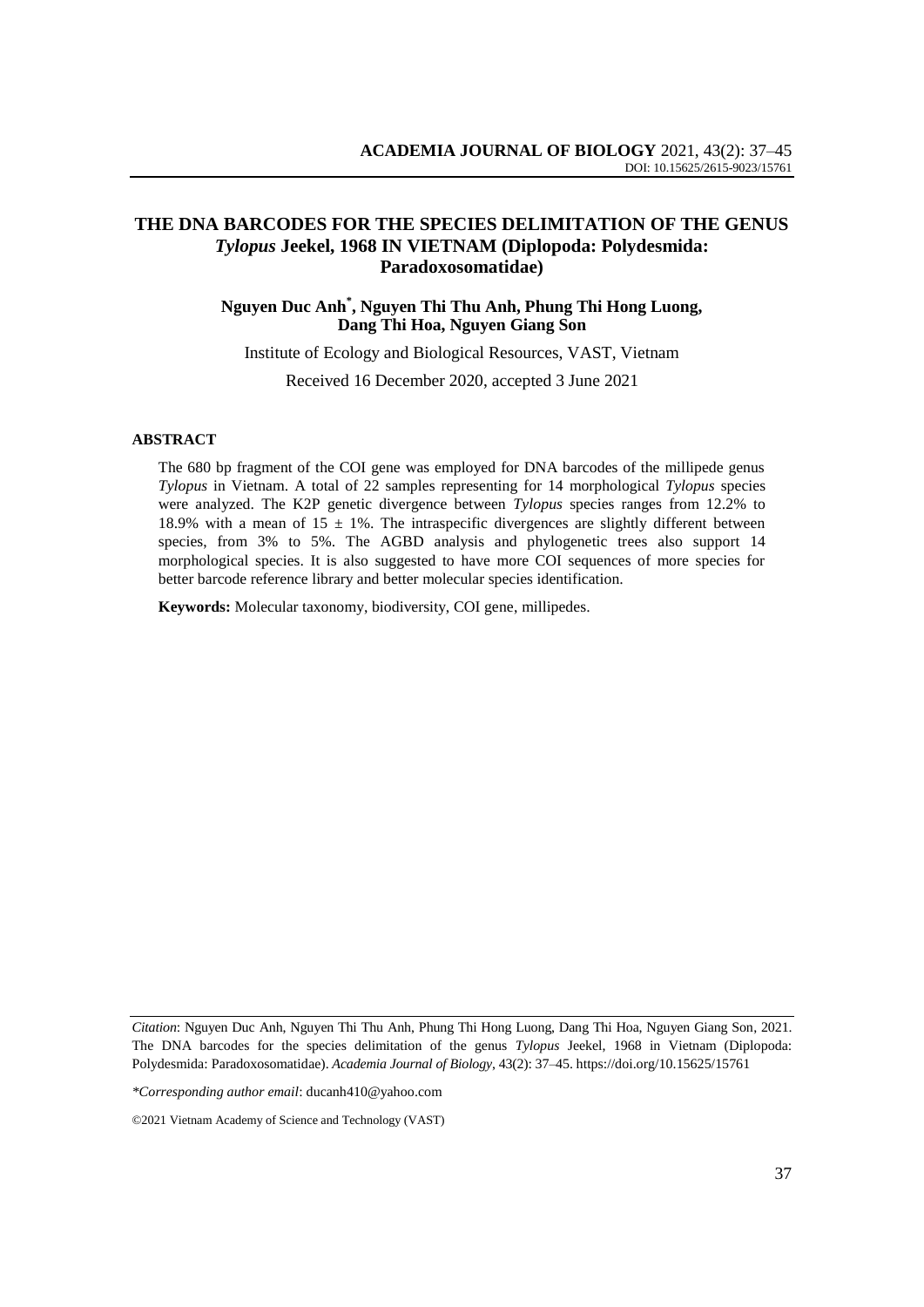# THE DNA BARCODES FOR THE SPECIES DELIMITATION OF THE GENUS *Tylopus* Jeekel, 1968 IN VIETNAM (Diplopoda: Polydesmida: Paradoxosomatidae)

**Nguyen Duc Anh[*], Nguyen Thi Thu Anh, Phung Thi Hong Luong, Dang Thi Hoa, Nguyen Giang Son**

Institute of Ecology and Biological Resources, VAST, Vietnam

Received 16 December 2020, accepted 3 June 2021

## ABSTRACT

The 680 bp fragment of the COI gene was employed for DNA barcodes of the millipede genus *Tylopus* in Vietnam. A total of 22 samples representing for 14 morphological *Tylopus* species were analyzed. The K2P genetic divergence between *Tylopus* species ranges from 12.2% to 18.9% with a mean of 15 ± 1%. The intraspecific divergences are slightly different between species, from 3% to 5%. The AGBD analysis and phylogenetic trees also support 14 morphological species. It is also suggested to have more COI sequences of more species for better barcode reference library and better molecular species identification.

**Keywords:** Molecular taxonomy, biodiversity, COI gene, millipedes.

*Citation*: Nguyen Duc Anh, Nguyen Thi Thu Anh, Phung Thi Hong Luong, Dang Thi Hoa, Nguyen Giang Son, 2021. The DNA barcodes for the species delimitation of the genus *Tylopus* Jeekel, 1968 in Vietnam (Diplopoda: Polydesmida: Paradoxosomatidae). *Academia Journal of Biology*, 43(2): 37–45. https://doi.org/10.15625/15761

*\*Corresponding author email*: ducanh410@yahoo.com

©2021 Vietnam Academy of Science and Technology (VAST)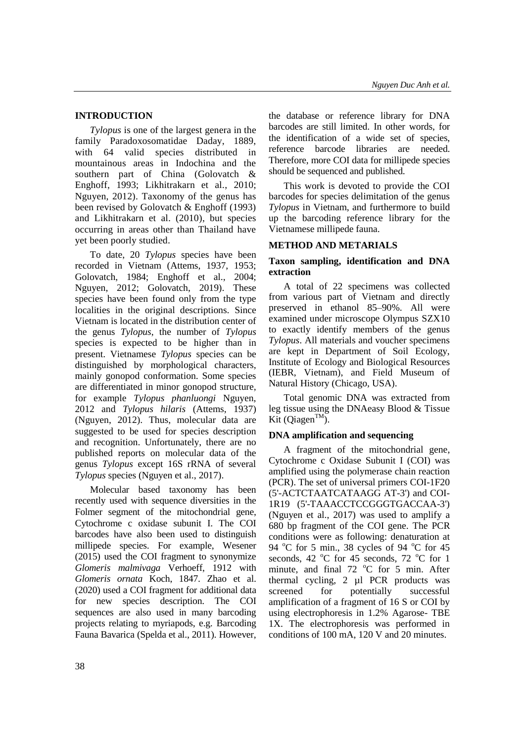## INTRODUCTION

*Tylopus* is one of the largest genera in the family Paradoxosomatidae Daday, 1889, with 64 valid species distributed in mountainous areas in Indochina and the southern part of China (Golovatch & Enghoff, 1993; Likhitrakarn et al., 2010; Nguyen, 2012). Taxonomy of the genus has been revised by Golovatch & Enghoff (1993) and Likhitrakarn et al. (2010), but species occurring in areas other than Thailand have yet been poorly studied.

To date, 20 *Tylopus* species have been recorded in Vietnam (Attems, 1937, 1953; Golovatch, 1984; Enghoff et al., 2004; Nguyen, 2012; Golovatch, 2019). These species have been found only from the type localities in the original descriptions. Since Vietnam is located in the distribution center of the genus *Tylopus*, the number of *Tylopus* species is expected to be higher than in present. Vietnamese *Tylopus* species can be distinguished by morphological characters, mainly gonopod conformation. Some species are differentiated in minor gonopod structure, for example *Tylopus phanluongi* Nguyen, 2012 and *Tylopus hilaris* (Attems, 1937) (Nguyen, 2012). Thus, molecular data are suggested to be used for species description and recognition. Unfortunately, there are no published reports on molecular data of the genus *Tylopus* except 16S rRNA of several *Tylopus* species (Nguyen et al., 2017).

Molecular based taxonomy has been recently used with sequence diversities in the Folmer segment of the mitochondrial gene, Cytochrome c oxidase subunit I. The COI barcodes have also been used to distinguish millipede species. For example, Wesener (2015) used the COI fragment to synonymize *Glomeris malmivaga* Verhoeff, 1912 with *Glomeris ornata* Koch, 1847. Zhao et al. (2020) used a COI fragment for additional data for new species description. The COI sequences are also used in many barcoding projects relating to myriapods, e.g. Barcoding Fauna Bavarica (Spelda et al., 2011). However, the database or reference library for DNA barcodes are still limited. In other words, for the identification of a wide set of species, reference barcode libraries are needed. Therefore, more COI data for millipede species should be sequenced and published.

This work is devoted to provide the COI barcodes for species delimitation of the genus *Tylopus* in Vietnam, and furthermore to build up the barcoding reference library for the Vietnamese millipede fauna.

## METHOD AND METARIALS

### Taxon sampling, identification and DNA extraction

A total of 22 specimens was collected from various part of Vietnam and directly preserved in ethanol 85–90%. All were examined under microscope Olympus SZX10 to exactly identify members of the genus *Tylopus*. All materials and voucher specimens are kept in Department of Soil Ecology, Institute of Ecology and Biological Resources (IEBR, Vietnam), and Field Museum of Natural History (Chicago, USA).

Total genomic DNA was extracted from leg tissue using the DNAeasy Blood & Tissue Kit (Qiagen™).

### DNA amplification and sequencing

A fragment of the mitochondrial gene, Cytochrome c Oxidase Subunit I (COI) was amplified using the polymerase chain reaction (PCR). The set of universal primers COI-1F20 (5'-ACTCTAATCATAAGG AT-3') and COI-1R19 (5'-TAAACCTCCGGGTGACCAA-3') (Nguyen et al., 2017) was used to amplify a 680 bp fragment of the COI gene. The PCR conditions were as following: denaturation at 94 °C for 5 min., 38 cycles of 94 °C for 45 seconds, 42 °C for 45 seconds, 72 °C for 1 minute, and final 72 °C for 5 min. After thermal cycling, 2 µl PCR products was screened for potentially successful amplification of a fragment of 16 S or COI by using electrophoresis in 1.2% Agarose- TBE 1X. The electrophoresis was performed in conditions of 100 mA, 120 V and 20 minutes.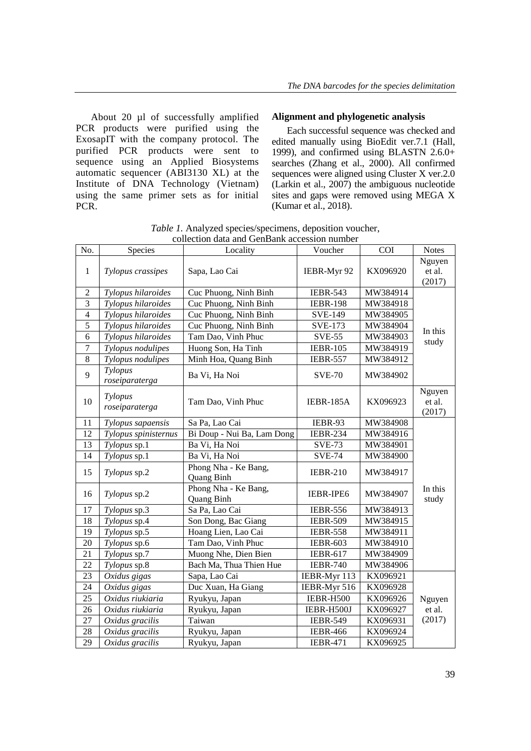About 20 µl of successfully amplified PCR products were purified using the ExosapIT with the company protocol. The purified PCR products were sent to sequence using an Applied Biosystems automatic sequencer (ABI3130 XL) at the Institute of DNA Technology (Vietnam) using the same primer sets as for initial PCR.

**Alignment and phylogenetic analysis**

Each successful sequence was checked and edited manually using BioEdit ver.7.1 (Hall, 1999), and confirmed using BLASTN 2.6.0+ searches (Zhang et al., 2000). All confirmed sequences were aligned using Cluster X ver.2.0 (Larkin et al., 2007) the ambiguous nucleotide sites and gaps were removed using MEGA X (Kumar et al., 2018).

*Table 1.* Analyzed species/specimens, deposition voucher, collection data and GenBank accession number

| No. | Species | Locality | Voucher | COI | Notes |
|---|---|---|---|---|---|
| 1 | *Tylopus crassipes* | Sapa, Lao Cai | IEBR-Myr 92 | KX096920 | Nguyen et al. (2017) |
| 2 | *Tylopus hilaroides* | Cuc Phuong, Ninh Binh | IEBR-543 | MW384914 | In this study |
| 3 | *Tylopus hilaroides* | Cuc Phuong, Ninh Binh | IEBR-198 | MW384918 | |
| 4 | *Tylopus hilaroides* | Cuc Phuong, Ninh Binh | SVE-149 | MW384905 | |
| 5 | *Tylopus hilaroides* | Cuc Phuong, Ninh Binh | SVE-173 | MW384904 | |
| 6 | *Tylopus hilaroides* | Tam Dao, Vinh Phuc | SVE-55 | MW384903 | |
| 7 | *Tylopus nodulipes* | Huong Son, Ha Tinh | IEBR-105 | MW384919 | |
| 8 | *Tylopus nodulipes* | Minh Hoa, Quang Binh | IEBR-557 | MW384912 | |
| 9 | *Tylopus roseiparaterga* | Ba Vi, Ha Noi | SVE-70 | MW384902 | |
| 10 | *Tylopus roseiparaterga* | Tam Dao, Vinh Phuc | IEBR-185A | KX096923 | Nguyen et al. (2017) |
| 11 | *Tylopus sapaensis* | Sa Pa, Lao Cai | IEBR-93 | MW384908 | In this study |
| 12 | *Tylopus spinisternus* | Bi Doup - Nui Ba, Lam Dong | IEBR-234 | MW384916 | |
| 13 | *Tylopus* sp.1 | Ba Vi, Ha Noi | SVE-73 | MW384901 | |
| 14 | *Tylopus* sp.1 | Ba Vi, Ha Noi | SVE-74 | MW384900 | |
| 15 | *Tylopus* sp.2 | Phong Nha - Ke Bang, Quang Binh | IEBR-210 | MW384917 | |
| 16 | *Tylopus* sp.2 | Phong Nha - Ke Bang, Quang Binh | IEBR-IPE6 | MW384907 | |
| 17 | *Tylopus* sp.3 | Sa Pa, Lao Cai | IEBR-556 | MW384913 | |
| 18 | *Tylopus* sp.4 | Son Dong, Bac Giang | IEBR-509 | MW384915 | |
| 19 | *Tylopus* sp.5 | Hoang Lien, Lao Cai | IEBR-558 | MW384911 | |
| 20 | *Tylopus* sp.6 | Tam Dao, Vinh Phuc | IEBR-603 | MW384910 | |
| 21 | *Tylopus* sp.7 | Muong Nhe, Dien Bien | IEBR-617 | MW384909 | |
| 22 | *Tylopus* sp.8 | Bach Ma, Thua Thien Hue | IEBR-740 | MW384906 | |
| 23 | *Oxidus gigas* | Sapa, Lao Cai | IEBR-Myr 113 | KX096921 | Nguyen et al. (2017) |
| 24 | *Oxidus gigas* | Duc Xuan, Ha Giang | IEBR-Myr 516 | KX096928 | |
| 25 | *Oxidus riukiaria* | Ryukyu, Japan | IEBR-H500 | KX096926 | |
| 26 | *Oxidus riukiaria* | Ryukyu, Japan | IEBR-H500J | KX096927 | |
| 27 | *Oxidus gracilis* | Taiwan | IEBR-549 | KX096931 | |
| 28 | *Oxidus gracilis* | Ryukyu, Japan | IEBR-466 | KX096924 | |
| 29 | *Oxidus gracilis* | Ryukyu, Japan | IEBR-471 | KX096925 | |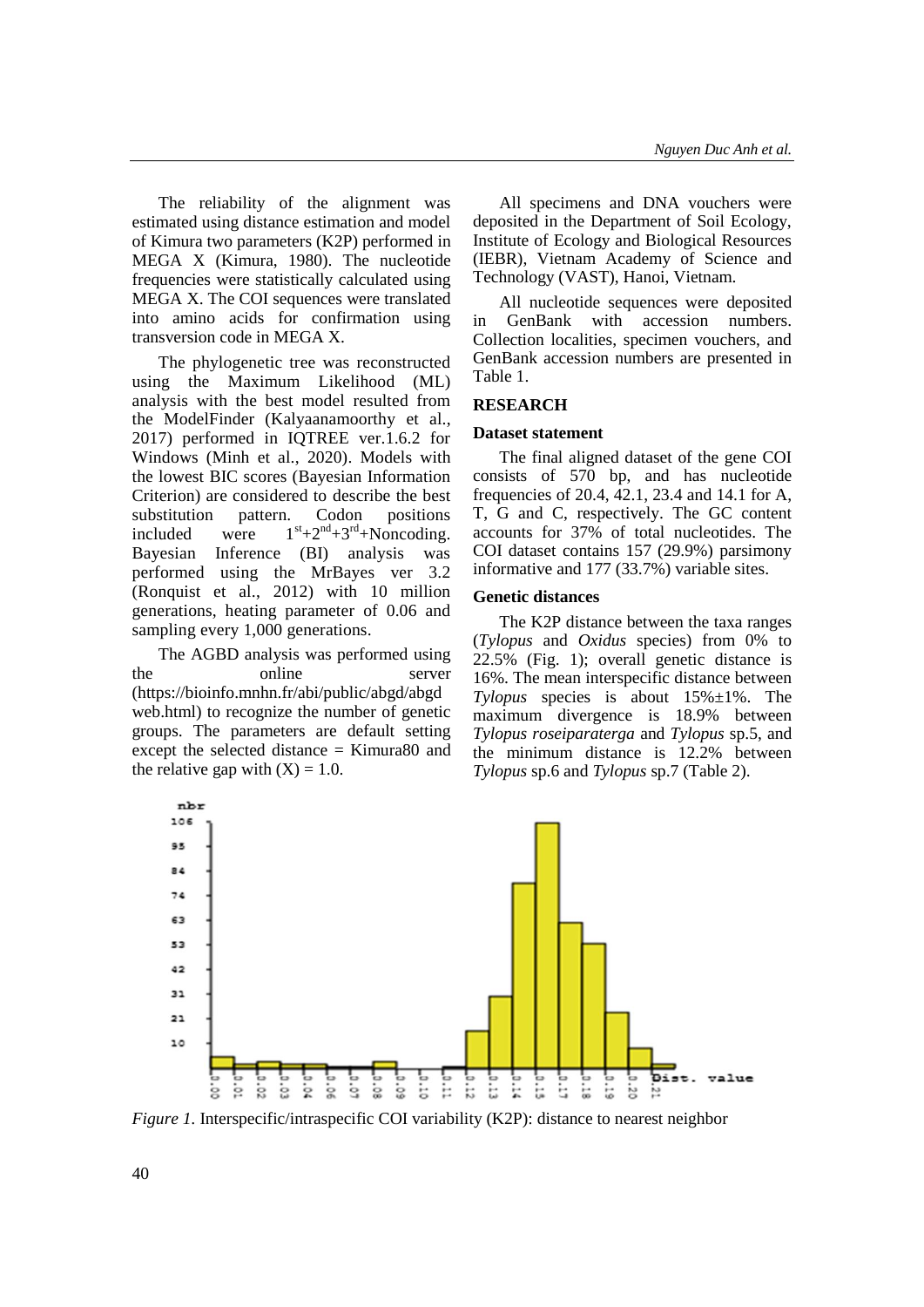The reliability of the alignment was estimated using distance estimation and model of Kimura two parameters (K2P) performed in MEGA X (Kimura, 1980). The nucleotide frequencies were statistically calculated using MEGA X. The COI sequences were translated into amino acids for confirmation using transversion code in MEGA X.

The phylogenetic tree was reconstructed using the Maximum Likelihood (ML) analysis with the best model resulted from the ModelFinder (Kalyaanamoorthy et al., 2017) performed in IQTREE ver.1.6.2 for Windows (Minh et al., 2020). Models with the lowest BIC scores (Bayesian Information Criterion) are considered to describe the best substitution pattern. Codon positions included were $1^{st}+2^{nd}+3^{rd}$+Noncoding. Bayesian Inference (BI) analysis was performed using the MrBayes ver 3.2 (Ronquist et al., 2012) with 10 million generations, heating parameter of 0.06 and sampling every 1,000 generations.

The AGBD analysis was performed using the online server (https://bioinfo.mnhn.fr/abi/public/abgd/abgdweb.html) to recognize the number of genetic groups. The parameters are default setting except the selected distance = Kimura80 and the relative gap with (X) = 1.0.

All specimens and DNA vouchers were deposited in the Department of Soil Ecology, Institute of Ecology and Biological Resources (IEBR), Vietnam Academy of Science and Technology (VAST), Hanoi, Vietnam.

All nucleotide sequences were deposited in GenBank with accession numbers. Collection localities, specimen vouchers, and GenBank accession numbers are presented in Table 1.

## RESEARCH

### Dataset statement

The final aligned dataset of the gene COI consists of 570 bp, and has nucleotide frequencies of 20.4, 42.1, 23.4 and 14.1 for A, T, G and C, respectively. The GC content accounts for 37% of total nucleotides. The COI dataset contains 157 (29.9%) parsimony informative and 177 (33.7%) variable sites.

### Genetic distances

The K2P distance between the taxa ranges (*Tylopus* and *Oxidus* species) from 0% to 22.5% (Fig. 1); overall genetic distance is 16%. The mean interspecific distance between *Tylopus* species is about 15%±1%. The maximum divergence is 18.9% between *Tylopus roseiparaterga* and *Tylopus* sp.5, and the minimum distance is 12.2% between *Tylopus* sp.6 and *Tylopus* sp.7 (Table 2).

*Figure 1.* Interspecific/intraspecific COI variability (K2P): distance to nearest neighbor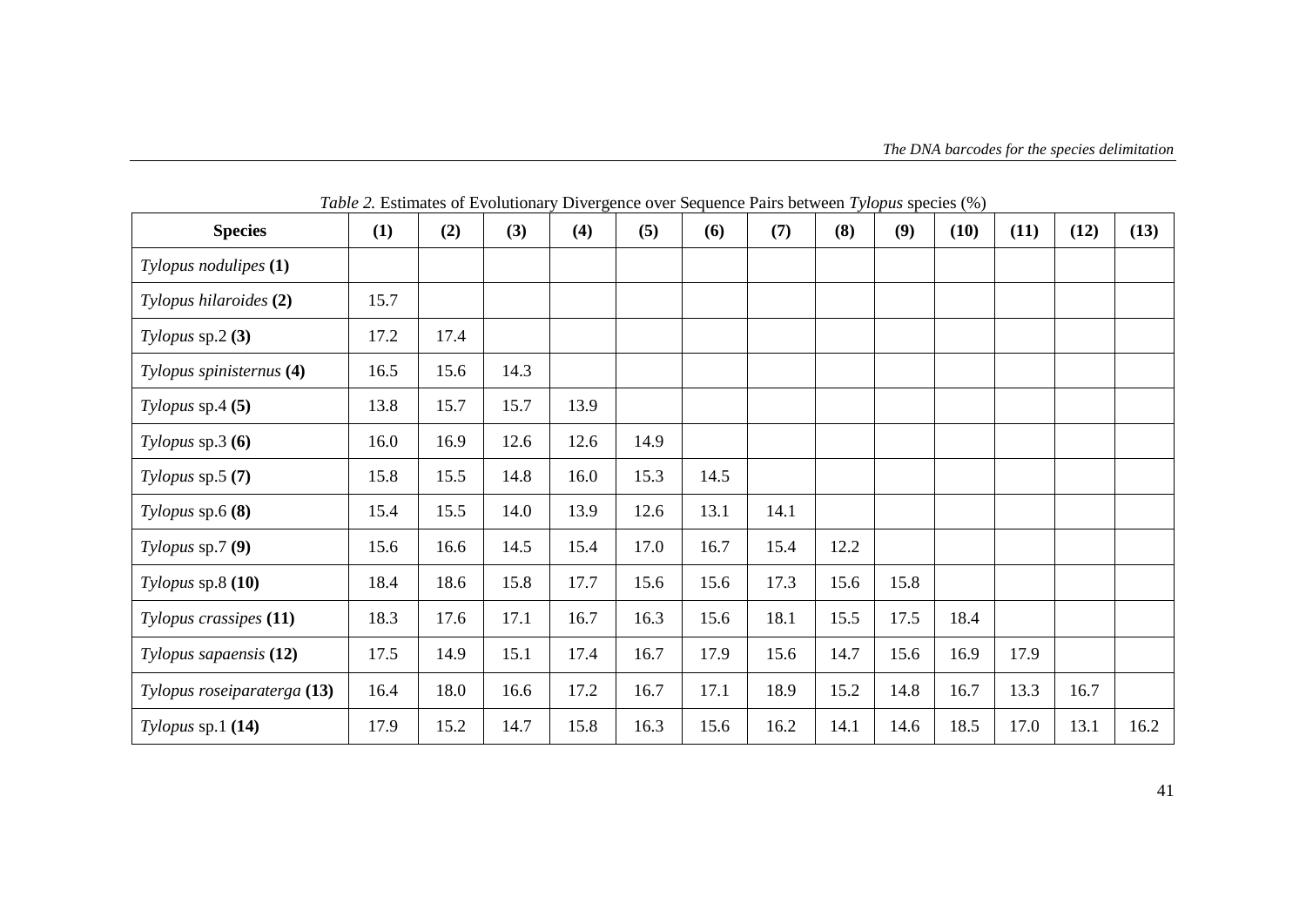*Table 2.* Estimates of Evolutionary Divergence over Sequence Pairs between *Tylopus* species (%)

| **Species** | **(1)** | **(2)** | **(3)** | **(4)** | **(5)** | **(6)** | **(7)** | **(8)** | **(9)** | **(10)** | **(11)** | **(12)** | **(13)** |
|---|---|---|---|---|---|---|---|---|---|---|---|---|---|
| *Tylopus nodulipes* **(1)** | | | | | | | | | | | | | |
| *Tylopus hilaroides* **(2)** | 15.7 | | | | | | | | | | | | |
| *Tylopus* sp.2 **(3)** | 17.2 | 17.4 | | | | | | | | | | | |
| *Tylopus spinisternus* **(4)** | 16.5 | 15.6 | 14.3 | | | | | | | | | | |
| *Tylopus* sp.4 **(5)** | 13.8 | 15.7 | 15.7 | 13.9 | | | | | | | | | |
| *Tylopus* sp.3 **(6)** | 16.0 | 16.9 | 12.6 | 12.6 | 14.9 | | | | | | | | |
| *Tylopus* sp.5 **(7)** | 15.8 | 15.5 | 14.8 | 16.0 | 15.3 | 14.5 | | | | | | | |
| *Tylopus* sp.6 **(8)** | 15.4 | 15.5 | 14.0 | 13.9 | 12.6 | 13.1 | 14.1 | | | | | | |
| *Tylopus* sp.7 **(9)** | 15.6 | 16.6 | 14.5 | 15.4 | 17.0 | 16.7 | 15.4 | 12.2 | | | | | |
| *Tylopus* sp.8 **(10)** | 18.4 | 18.6 | 15.8 | 17.7 | 15.6 | 15.6 | 17.3 | 15.6 | 15.8 | | | | |
| *Tylopus crassipes* **(11)** | 18.3 | 17.6 | 17.1 | 16.7 | 16.3 | 15.6 | 18.1 | 15.5 | 17.5 | 18.4 | | | |
| *Tylopus sapaensis* **(12)** | 17.5 | 14.9 | 15.1 | 17.4 | 16.7 | 17.9 | 15.6 | 14.7 | 15.6 | 16.9 | 17.9 | | |
| *Tylopus roseiparaterga* **(13)** | 16.4 | 18.0 | 16.6 | 17.2 | 16.7 | 17.1 | 18.9 | 15.2 | 14.8 | 16.7 | 13.3 | 16.7 | |
| *Tylopus* sp.1 **(14)** | 17.9 | 15.2 | 14.7 | 15.8 | 16.3 | 15.6 | 16.2 | 14.1 | 14.6 | 18.5 | 17.0 | 13.1 | 16.2 |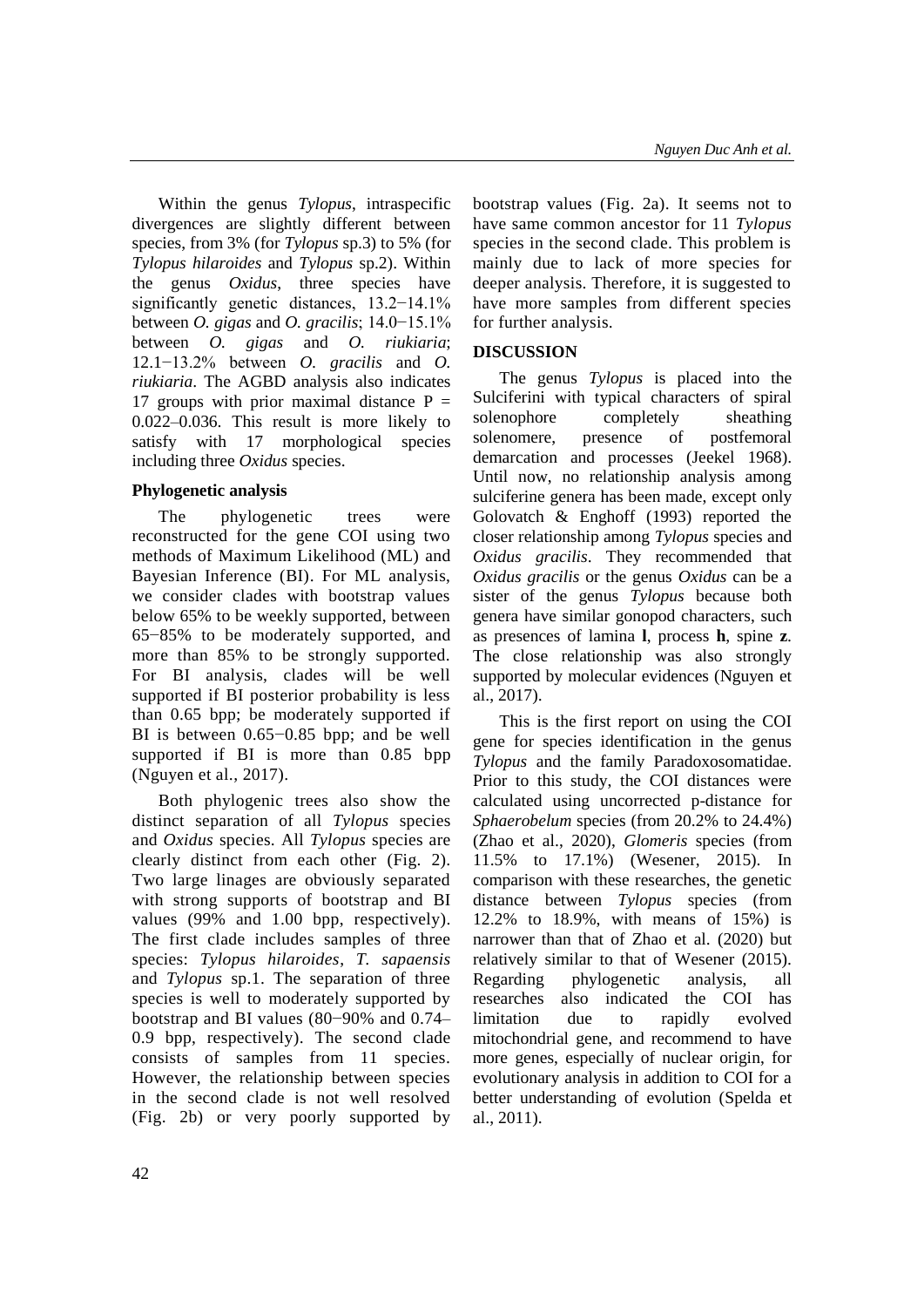Within the genus *Tylopus*, intraspecific divergences are slightly different between species, from 3% (for *Tylopus* sp.3) to 5% (for *Tylopus hilaroides* and *Tylopus* sp.2). Within the genus *Oxidus*, three species have significantly genetic distances, 13.2−14.1% between *O. gigas* and *O. gracilis*; 14.0−15.1% between *O. gigas* and *O. riukiaria*; 12.1−13.2% between *O. gracilis* and *O. riukiaria*. The AGBD analysis also indicates 17 groups with prior maximal distance P = 0.022–0.036. This result is more likely to satisfy with 17 morphological species including three *Oxidus* species.

### Phylogenetic analysis

The phylogenetic trees were reconstructed for the gene COI using two methods of Maximum Likelihood (ML) and Bayesian Inference (BI). For ML analysis, we consider clades with bootstrap values below 65% to be weekly supported, between 65−85% to be moderately supported, and more than 85% to be strongly supported. For BI analysis, clades will be well supported if BI posterior probability is less than 0.65 bpp; be moderately supported if BI is between 0.65−0.85 bpp; and be well supported if BI is more than 0.85 bpp (Nguyen et al., 2017).

Both phylogenic trees also show the distinct separation of all *Tylopus* species and *Oxidus* species. All *Tylopus* species are clearly distinct from each other (Fig. 2). Two large linages are obviously separated with strong supports of bootstrap and BI values (99% and 1.00 bpp, respectively). The first clade includes samples of three species: *Tylopus hilaroides*, *T. sapaensis* and *Tylopus* sp.1. The separation of three species is well to moderately supported by bootstrap and BI values (80−90% and 0.74–0.9 bpp, respectively). The second clade consists of samples from 11 species. However, the relationship between species in the second clade is not well resolved (Fig. 2b) or very poorly supported by bootstrap values (Fig. 2a). It seems not to have same common ancestor for 11 *Tylopus* species in the second clade. This problem is mainly due to lack of more species for deeper analysis. Therefore, it is suggested to have more samples from different species for further analysis.

## DISCUSSION

The genus *Tylopus* is placed into the Sulciferini with typical characters of spiral solenophore completely sheathing solenomere, presence of postfemoral demarcation and processes (Jeekel 1968). Until now, no relationship analysis among sulciferine genera has been made, except only Golovatch & Enghoff (1993) reported the closer relationship among *Tylopus* species and *Oxidus gracilis*. They recommended that *Oxidus gracilis* or the genus *Oxidus* can be a sister of the genus *Tylopus* because both genera have similar gonopod characters, such as presences of lamina **l**, process **h**, spine **z**. The close relationship was also strongly supported by molecular evidences (Nguyen et al., 2017).

This is the first report on using the COI gene for species identification in the genus *Tylopus* and the family Paradoxosomatidae. Prior to this study, the COI distances were calculated using uncorrected p-distance for *Sphaerobelum* species (from 20.2% to 24.4%) (Zhao et al., 2020), *Glomeris* species (from 11.5% to 17.1%) (Wesener, 2015). In comparison with these researches, the genetic distance between *Tylopus* species (from 12.2% to 18.9%, with means of 15%) is narrower than that of Zhao et al. (2020) but relatively similar to that of Wesener (2015). Regarding phylogenetic analysis, all researches also indicated the COI has limitation due to rapidly evolved mitochondrial gene, and recommend to have more genes, especially of nuclear origin, for evolutionary analysis in addition to COI for a better understanding of evolution (Spelda et al., 2011).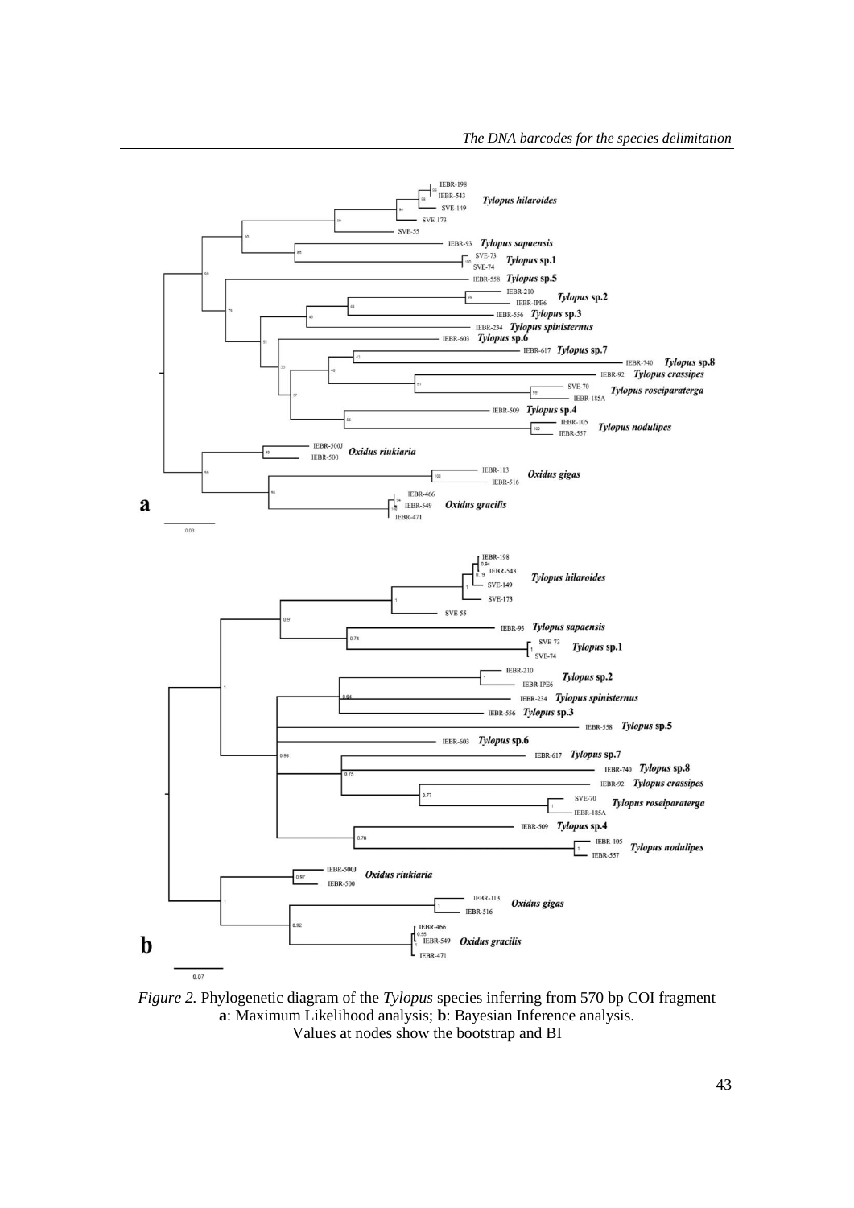*Figure 2.* Phylogenetic diagram of the *Tylopus* species inferring from 570 bp COI fragment
**a**: Maximum Likelihood analysis; **b**: Bayesian Inference analysis.
Values at nodes show the bootstrap and BI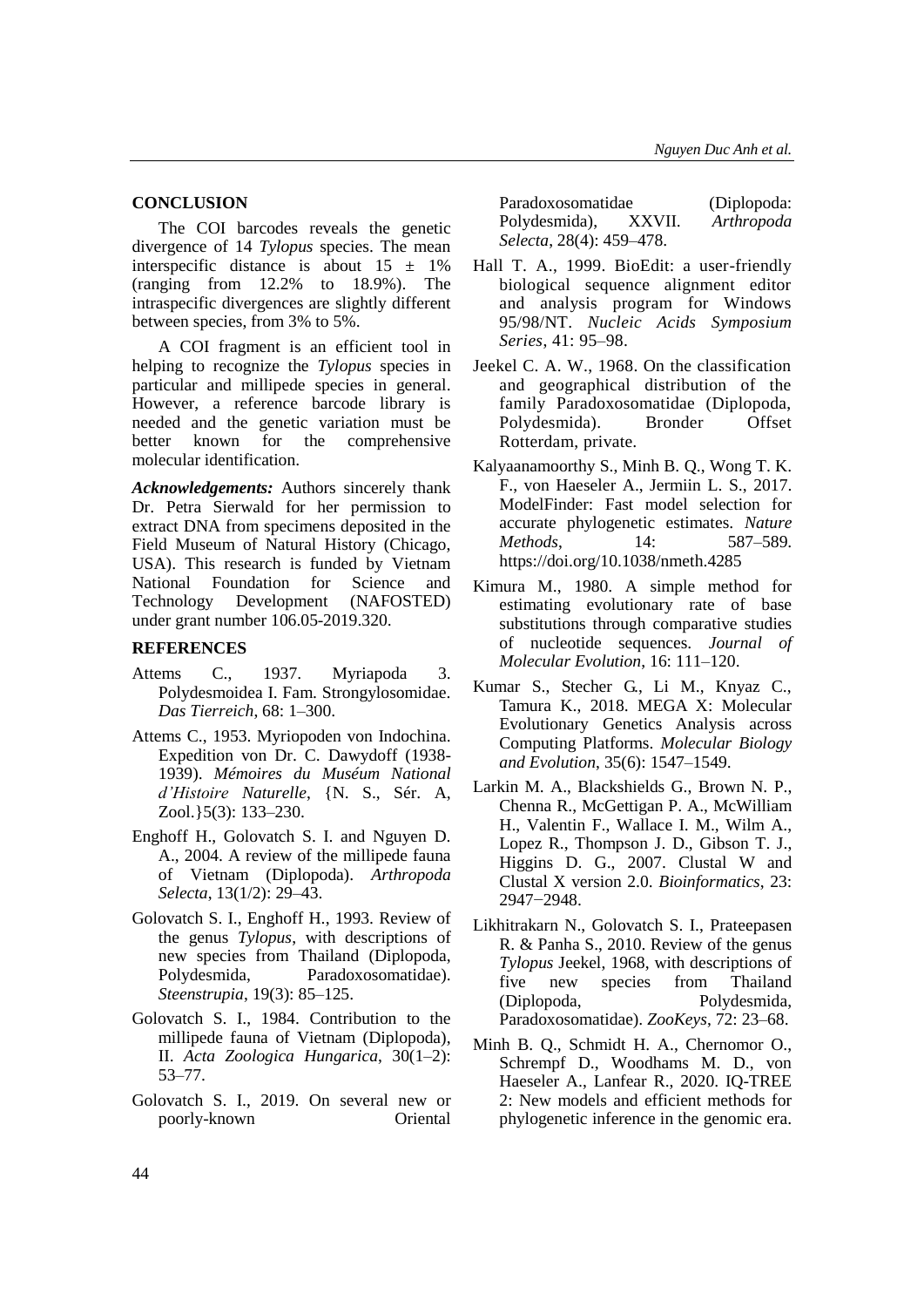## CONCLUSION

The COI barcodes reveals the genetic divergence of 14 *Tylopus* species. The mean interspecific distance is about 15 ± 1% (ranging from 12.2% to 18.9%). The intraspecific divergences are slightly different between species, from 3% to 5%.

A COI fragment is an efficient tool in helping to recognize the *Tylopus* species in particular and millipede species in general. However, a reference barcode library is needed and the genetic variation must be better known for the comprehensive molecular identification.

***Acknowledgements:*** Authors sincerely thank Dr. Petra Sierwald for her permission to extract DNA from specimens deposited in the Field Museum of Natural History (Chicago, USA). This research is funded by Vietnam National Foundation for Science and Technology Development (NAFOSTED) under grant number 106.05-2019.320.

## REFERENCES

Attems C., 1937. Myriapoda 3. Polydesmoidea I. Fam. Strongylosomidae. *Das Tierreich*, 68: 1–300.

Attems C., 1953. Myriopoden von Indochina. Expedition von Dr. C. Dawydoff (1938-1939). *Mémoires du Muséum National d'Histoire Naturelle*, {N. S., Sér. A, Zool.}5(3): 133–230.

Enghoff H., Golovatch S. I. and Nguyen D. A., 2004. A review of the millipede fauna of Vietnam (Diplopoda). *Arthropoda Selecta*, 13(1/2): 29–43.

Golovatch S. I., Enghoff H., 1993. Review of the genus *Tylopus*, with descriptions of new species from Thailand (Diplopoda, Polydesmida, Paradoxosomatidae). *Steenstrupia*, 19(3): 85–125.

Golovatch S. I., 1984. Contribution to the millipede fauna of Vietnam (Diplopoda), II. *Acta Zoologica Hungarica*, 30(1–2): 53–77.

Golovatch S. I., 2019. On several new or poorly-known Oriental Paradoxosomatidae (Diplopoda: Polydesmida), XXVII. *Arthropoda Selecta*, 28(4): 459–478.

Hall T. A., 1999. BioEdit: a user-friendly biological sequence alignment editor and analysis program for Windows 95/98/NT. *Nucleic Acids Symposium Series*, 41: 95–98.

Jeekel C. A. W., 1968. On the classification and geographical distribution of the family Paradoxosomatidae (Diplopoda, Polydesmida). Bronder Offset Rotterdam, private.

Kalyaanamoorthy S., Minh B. Q., Wong T. K. F., von Haeseler A., Jermiin L. S., 2017. ModelFinder: Fast model selection for accurate phylogenetic estimates. *Nature Methods*, 14: 587–589. https://doi.org/10.1038/nmeth.4285

Kimura M., 1980. A simple method for estimating evolutionary rate of base substitutions through comparative studies of nucleotide sequences. *Journal of Molecular Evolution*, 16: 111–120.

Kumar S., Stecher G., Li M., Knyaz C., Tamura K., 2018. MEGA X: Molecular Evolutionary Genetics Analysis across Computing Platforms. *Molecular Biology and Evolution*, 35(6): 1547–1549.

Larkin M. A., Blackshields G., Brown N. P., Chenna R., McGettigan P. A., McWilliam H., Valentin F., Wallace I. M., Wilm A., Lopez R., Thompson J. D., Gibson T. J., Higgins D. G., 2007. Clustal W and Clustal X version 2.0. *Bioinformatics*, 23: 2947−2948.

Likhitrakarn N., Golovatch S. I., Prateepasen R. & Panha S., 2010. Review of the genus *Tylopus* Jeekel, 1968, with descriptions of five new species from Thailand (Diplopoda, Polydesmida, Paradoxosomatidae). *ZooKeys*, 72: 23–68.

Minh B. Q., Schmidt H. A., Chernomor O., Schrempf D., Woodhams M. D., von Haeseler A., Lanfear R., 2020. IQ-TREE 2: New models and efficient methods for phylogenetic inference in the genomic era.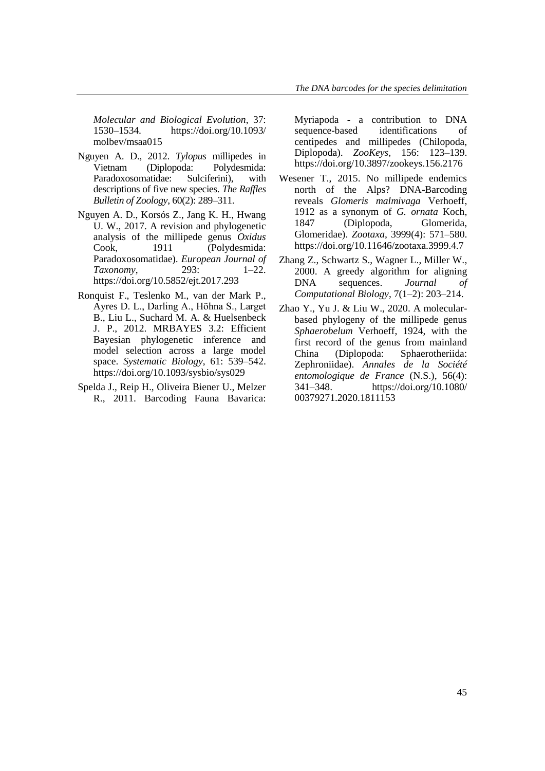*Molecular and Biological Evolution*, 37: 1530–1534. https://doi.org/10.1093/molbev/msaa015

Nguyen A. D., 2012. *Tylopus* millipedes in Vietnam (Diplopoda: Polydesmida: Paradoxosomatidae: Sulciferini), with descriptions of five new species. *The Raffles Bulletin of Zoology*, 60(2): 289–311.

Nguyen A. D., Korsós Z., Jang K. H., Hwang U. W., 2017. A revision and phylogenetic analysis of the millipede genus *Oxidus* Cook, 1911 (Polydesmida: Paradoxosomatidae). *European Journal of Taxonomy*, 293: 1–22. https://doi.org/10.5852/ejt.2017.293

Ronquist F., Teslenko M., van der Mark P., Ayres D. L., Darling A., Höhna S., Larget B., Liu L., Suchard M. A. & Huelsenbeck J. P., 2012. MRBAYES 3.2: Efficient Bayesian phylogenetic inference and model selection across a large model space. *Systematic Biology*, 61: 539–542. https://doi.org/10.1093/sysbio/sys029

Spelda J., Reip H., Oliveira Biener U., Melzer R., 2011. Barcoding Fauna Bavarica: Myriapoda - a contribution to DNA sequence-based identifications of centipedes and millipedes (Chilopoda, Diplopoda). *ZooKeys*, 156: 123–139. https://doi.org/10.3897/zookeys.156.2176

Wesener T., 2015. No millipede endemics north of the Alps? DNA-Barcoding reveals *Glomeris malmivaga* Verhoeff, 1912 as a synonym of *G. ornata* Koch, 1847 (Diplopoda, Glomerida, Glomeridae). *Zootaxa*, 3999(4): 571–580. https://doi.org/10.11646/zootaxa.3999.4.7

Zhang Z., Schwartz S., Wagner L., Miller W., 2000. A greedy algorithm for aligning DNA sequences. *Journal of Computational Biology*, 7(1–2): 203–214.

Zhao Y., Yu J. & Liu W., 2020. A molecular-based phylogeny of the millipede genus *Sphaerobelum* Verhoeff, 1924, with the first record of the genus from mainland China (Diplopoda: Sphaerotheriida: Zephroniidae). *Annales de la Société entomologique de France* (N.S.), 56(4): 341–348. https://doi.org/10.1080/00379271.2020.1811153